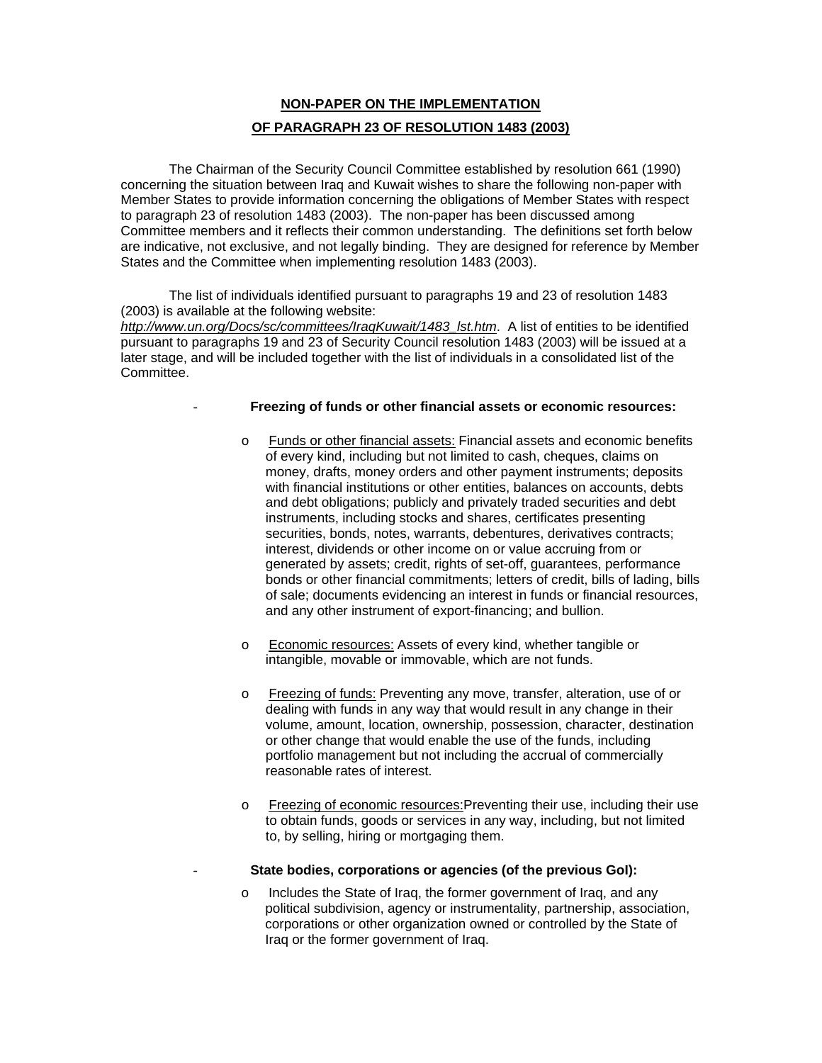**NON-PAPER ON THE IMPLEMENTATION**

**OF PARAGRAPH 23 OF RESOLUTION 1483 (2003)**

The Chairman of the Security Council Committee established by resolution 661 (1990) concerning the situation between Iraq and Kuwait wishes to share the following non-paper with Member States to provide information concerning the obligations of Member States with respect to paragraph 23 of resolution 1483 (2003). The non-paper has been discussed among Committee members and it reflects their common understanding. The definitions set forth below are indicative, not exclusive, and not legally binding. They are designed for reference by Member States and the Committee when implementing resolution 1483 (2003).

The list of individuals identified pursuant to paragraphs 19 and 23 of resolution 1483 (2003) is available at the following website: *http://www.un.org/Docs/sc/committees/IraqKuwait/1483_lst.htm*. A list of entities to be identified pursuant to paragraphs 19 and 23 of Security Council resolution 1483 (2003) will be issued at a later stage, and will be included together with the list of individuals in a consolidated list of the Committee.

- **Freezing of funds or other financial assets or economic resources:**

  - Funds or other financial assets: Financial assets and economic benefits of every kind, including but not limited to cash, cheques, claims on money, drafts, money orders and other payment instruments; deposits with financial institutions or other entities, balances on accounts, debts and debt obligations; publicly and privately traded securities and debt instruments, including stocks and shares, certificates presenting securities, bonds, notes, warrants, debentures, derivatives contracts; interest, dividends or other income on or value accruing from or generated by assets; credit, rights of set-off, guarantees, performance bonds or other financial commitments; letters of credit, bills of lading, bills of sale; documents evidencing an interest in funds or financial resources, and any other instrument of export-financing; and bullion.

  - Economic resources: Assets of every kind, whether tangible or intangible, movable or immovable, which are not funds.

  - Freezing of funds: Preventing any move, transfer, alteration, use of or dealing with funds in any way that would result in any change in their volume, amount, location, ownership, possession, character, destination or other change that would enable the use of the funds, including portfolio management but not including the accrual of commercially reasonable rates of interest.

  - Freezing of economic resources:Preventing their use, including their use to obtain funds, goods or services in any way, including, but not limited to, by selling, hiring or mortgaging them.

- **State bodies, corporations or agencies (of the previous GoI):**

  - Includes the State of Iraq, the former government of Iraq, and any political subdivision, agency or instrumentality, partnership, association, corporations or other organization owned or controlled by the State of Iraq or the former government of Iraq.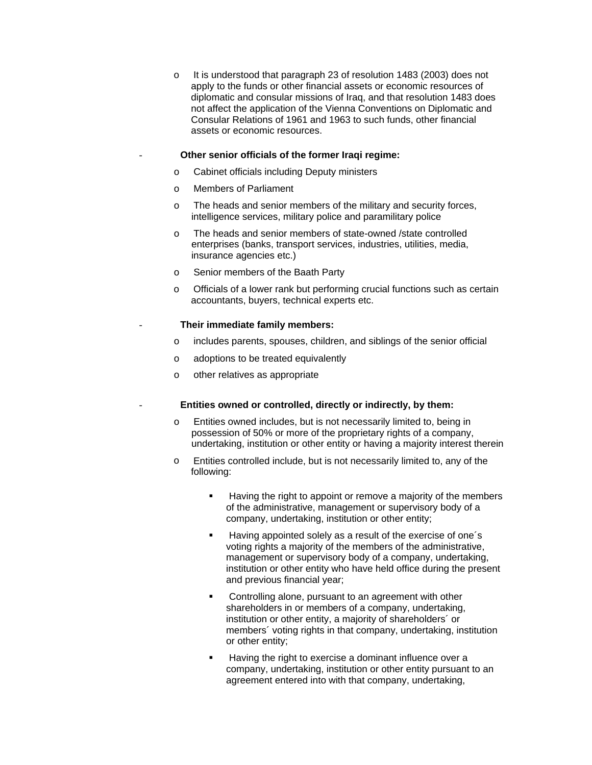- It is understood that paragraph 23 of resolution 1483 (2003) does not apply to the funds or other financial assets or economic resources of diplomatic and consular missions of Iraq, and that resolution 1483 does not affect the application of the Vienna Conventions on Diplomatic and Consular Relations of 1961 and 1963 to such funds, other financial assets or economic resources.

- **Other senior officials of the former Iraqi regime:**
  - Cabinet officials including Deputy ministers
  - Members of Parliament
  - The heads and senior members of the military and security forces, intelligence services, military police and paramilitary police
  - The heads and senior members of state-owned /state controlled enterprises (banks, transport services, industries, utilities, media, insurance agencies etc.)
  - Senior members of the Baath Party
  - Officials of a lower rank but performing crucial functions such as certain accountants, buyers, technical experts etc.

- **Their immediate family members:**
  - includes parents, spouses, children, and siblings of the senior official
  - adoptions to be treated equivalently
  - other relatives as appropriate

- **Entities owned or controlled, directly or indirectly, by them:**
  - Entities owned includes, but is not necessarily limited to, being in possession of 50% or more of the proprietary rights of a company, undertaking, institution or other entity or having a majority interest therein
  - Entities controlled include, but is not necessarily limited to, any of the following:
    - Having the right to appoint or remove a majority of the members of the administrative, management or supervisory body of a company, undertaking, institution or other entity;
    - Having appointed solely as a result of the exercise of one´s voting rights a majority of the members of the administrative, management or supervisory body of a company, undertaking, institution or other entity who have held office during the present and previous financial year;
    - Controlling alone, pursuant to an agreement with other shareholders in or members of a company, undertaking, institution or other entity, a majority of shareholders´ or members´ voting rights in that company, undertaking, institution or other entity;
    - Having the right to exercise a dominant influence over a company, undertaking, institution or other entity pursuant to an agreement entered into with that company, undertaking,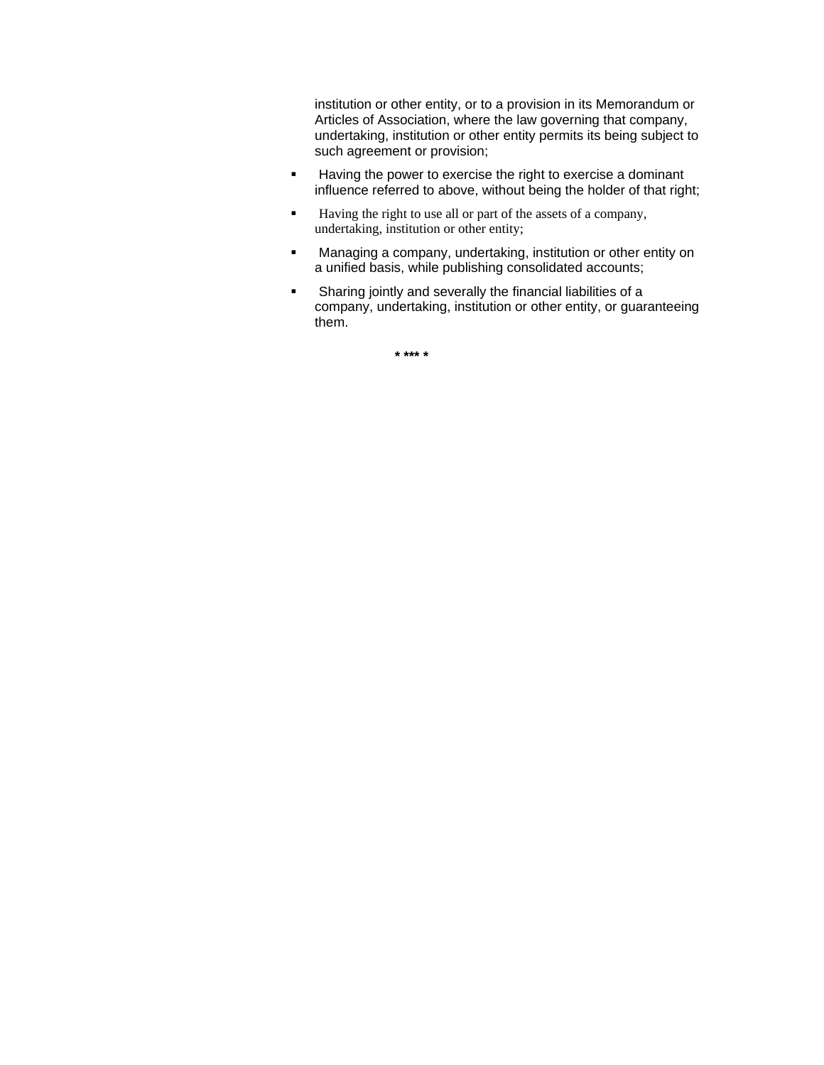institution or other entity, or to a provision in its Memorandum or Articles of Association, where the law governing that company, undertaking, institution or other entity permits its being subject to such agreement or provision;

- Having the power to exercise the right to exercise a dominant influence referred to above, without being the holder of that right;
- Having the right to use all or part of the assets of a company, undertaking, institution or other entity;
- Managing a company, undertaking, institution or other entity on a unified basis, while publishing consolidated accounts;
- Sharing jointly and severally the financial liabilities of a company, undertaking, institution or other entity, or guaranteeing them.

**\* \*\*\* \***